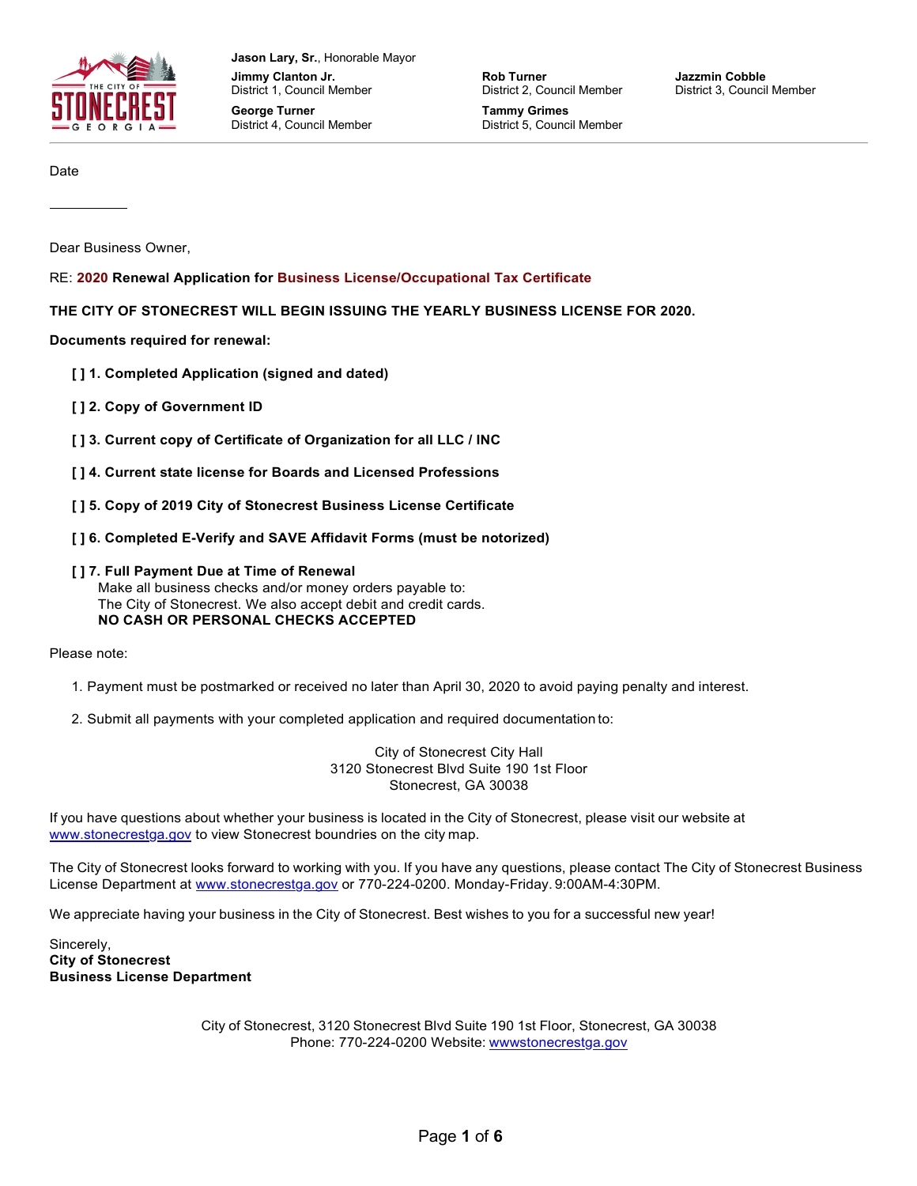Jason Lary, Sr., Honorable Mayor

**Jimmy Clanton Jr.**
District 1, Council Member

**Rob Turner**
District 2, Council Member

**Jazzmin Cobble**
District 3, Council Member

**George Turner**
District 4, Council Member

**Tammy Grimes**
District 5, Council Member

---

Date

___________

Dear Business Owner,

RE: **2020 Renewal Application for Business License/Occupational Tax Certificate**

**THE CITY OF STONECREST WILL BEGIN ISSUING THE YEARLY BUSINESS LICENSE FOR 2020.**

**Documents required for renewal:**

- **[ ] 1. Completed Application (signed and dated)**
- **[ ] 2. Copy of Government ID**
- **[ ] 3. Current copy of Certificate of Organization for all LLC / INC**
- **[ ] 4. Current state license for Boards and Licensed Professions**
- **[ ] 5. Copy of 2019 City of Stonecrest Business License Certificate**
- **[ ] 6. Completed E-Verify and SAVE Affidavit Forms (must be notorized)**
- **[ ] 7. Full Payment Due at Time of Renewal**
  Make all business checks and/or money orders payable to:
  The City of Stonecrest. We also accept debit and credit cards.
  **NO CASH OR PERSONAL CHECKS ACCEPTED**

Please note:

1. Payment must be postmarked or received no later than April 30, 2020 to avoid paying penalty and interest.
2. Submit all payments with your completed application and required documentation to:

City of Stonecrest City Hall
3120 Stonecrest Blvd Suite 190 1st Floor
Stonecrest, GA 30038

If you have questions about whether your business is located in the City of Stonecrest, please visit our website at www.stonecrestga.gov to view Stonecrest boundries on the city map.

The City of Stonecrest looks forward to working with you. If you have any questions, please contact The City of Stonecrest Business License Department at www.stonecrestga.gov or 770-224-0200. Monday-Friday. 9:00AM-4:30PM.

We appreciate having your business in the City of Stonecrest. Best wishes to you for a successful new year!

Sincerely,
**City of Stonecrest**
**Business License Department**

City of Stonecrest, 3120 Stonecrest Blvd Suite 190 1st Floor, Stonecrest, GA 30038
Phone: 770-224-0200 Website: wwwstonecrestga.gov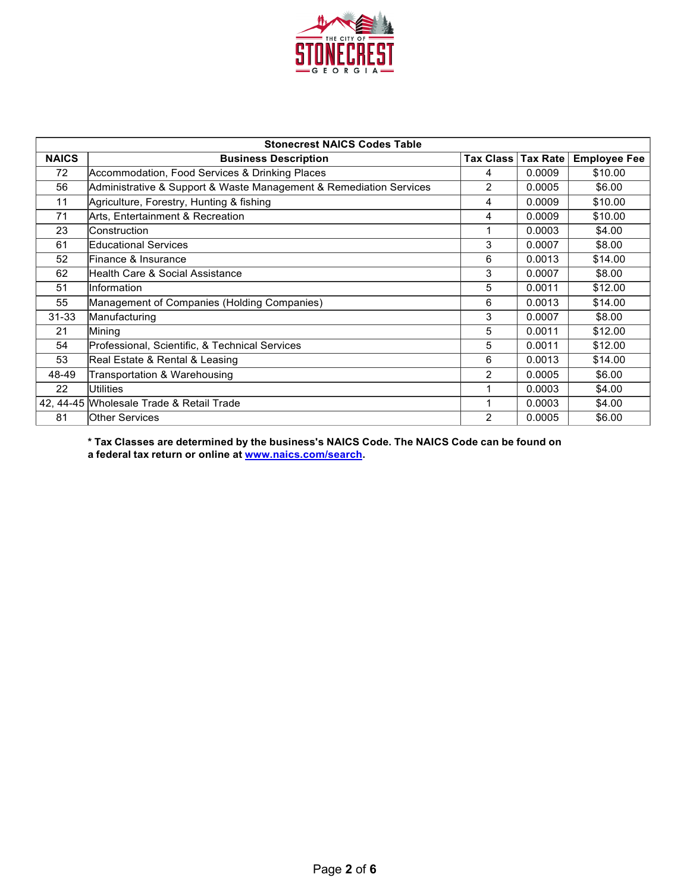| Stonecrest NAICS Codes Table | | | | |
|---|---|---|---|---|
| **NAICS** | **Business Description** | **Tax Class** | **Tax Rate** | **Employee Fee** |
| 72 | Accommodation, Food Services & Drinking Places | 4 | 0.0009 | $10.00 |
| 56 | Administrative & Support & Waste Management & Remediation Services | 2 | 0.0005 | $6.00 |
| 11 | Agriculture, Forestry, Hunting & fishing | 4 | 0.0009 | $10.00 |
| 71 | Arts, Entertainment & Recreation | 4 | 0.0009 | $10.00 |
| 23 | Construction | 1 | 0.0003 | $4.00 |
| 61 | Educational Services | 3 | 0.0007 | $8.00 |
| 52 | Finance & Insurance | 6 | 0.0013 | $14.00 |
| 62 | Health Care & Social Assistance | 3 | 0.0007 | $8.00 |
| 51 | Information | 5 | 0.0011 | $12.00 |
| 55 | Management of Companies (Holding Companies) | 6 | 0.0013 | $14.00 |
| 31-33 | Manufacturing | 3 | 0.0007 | $8.00 |
| 21 | Mining | 5 | 0.0011 | $12.00 |
| 54 | Professional, Scientific, & Technical Services | 5 | 0.0011 | $12.00 |
| 53 | Real Estate & Rental & Leasing | 6 | 0.0013 | $14.00 |
| 48-49 | Transportation & Warehousing | 2 | 0.0005 | $6.00 |
| 22 | Utilities | 1 | 0.0003 | $4.00 |
| 42, 44-45 | Wholesale Trade & Retail Trade | 1 | 0.0003 | $4.00 |
| 81 | Other Services | 2 | 0.0005 | $6.00 |

**\* Tax Classes are determined by the business's NAICS Code. The NAICS Code can be found on a federal tax return or online at [www.naics.com/search](http://www.naics.com/search).**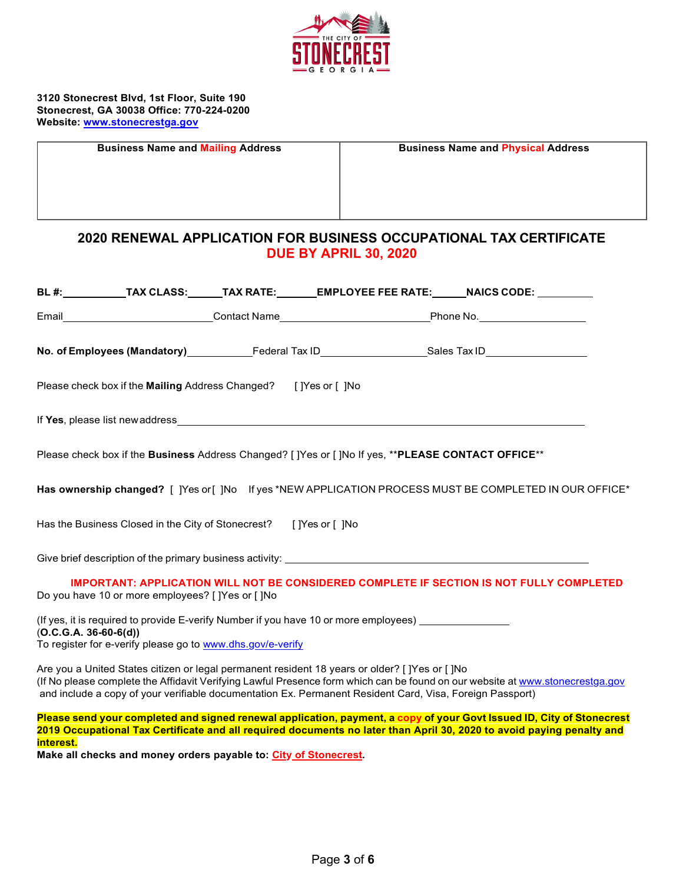THE CITY OF STONECREST GEORGIA

**3120 Stonecrest Blvd, 1st Floor, Suite 190**
**Stonecrest, GA 30038 Office: 770-224-0200**
**Website: www.stonecrestga.gov**

| Business Name and Mailing Address | Business Name and Physical Address |
|---|---|
| | |

## 2020 RENEWAL APPLICATION FOR BUSINESS OCCUPATIONAL TAX CERTIFICATE
## DUE BY APRIL 30, 2020

**BL #:**__________ **TAX CLASS:**______ **TAX RATE:**______ **EMPLOYEE FEE RATE:**_____ **NAICS CODE:** __________

Email________________________ Contact Name________________________ Phone No.________________

**No. of Employees (Mandatory)**__________ Federal Tax ID________________ Sales Tax ID________________

Please check box if the **Mailing** Address Changed? [ ]Yes or [ ]No

If **Yes**, please list new address______________________________________________________________

Please check box if the **Business** Address Changed? [ ]Yes or [ ]No If yes, **PLEASE CONTACT OFFICE**

**Has ownership changed?** [ ]Yes or [ ]No If yes *NEW APPLICATION PROCESS MUST BE COMPLETED IN OUR OFFICE*

Has the Business Closed in the City of Stonecrest? [ ]Yes or [ ]No

Give brief description of the primary business activity: ______________________________________________

**IMPORTANT: APPLICATION WILL NOT BE CONSIDERED COMPLETE IF SECTION IS NOT FULLY COMPLETED**

Do you have 10 or more employees? [ ]Yes or [ ]No

(If yes, it is required to provide E-verify Number if you have 10 or more employees) ______________
(**O.C.G.A. 36-60-6(d)**)
To register for e-verify please go to www.dhs.gov/e-verify

Are you a United States citizen or legal permanent resident 18 years or older? [ ]Yes or [ ]No
(If No please complete the Affidavit Verifying Lawful Presence form which can be found on our website at www.stonecrestga.gov and include a copy of your verifiable documentation Ex. Permanent Resident Card, Visa, Foreign Passport)

**Please send your completed and signed renewal application, payment, a copy of your Govt Issued ID, City of Stonecrest 2019 Occupational Tax Certificate and all required documents no later than April 30, 2020 to avoid paying penalty and interest.**
**Make all checks and money orders payable to: City of Stonecrest.**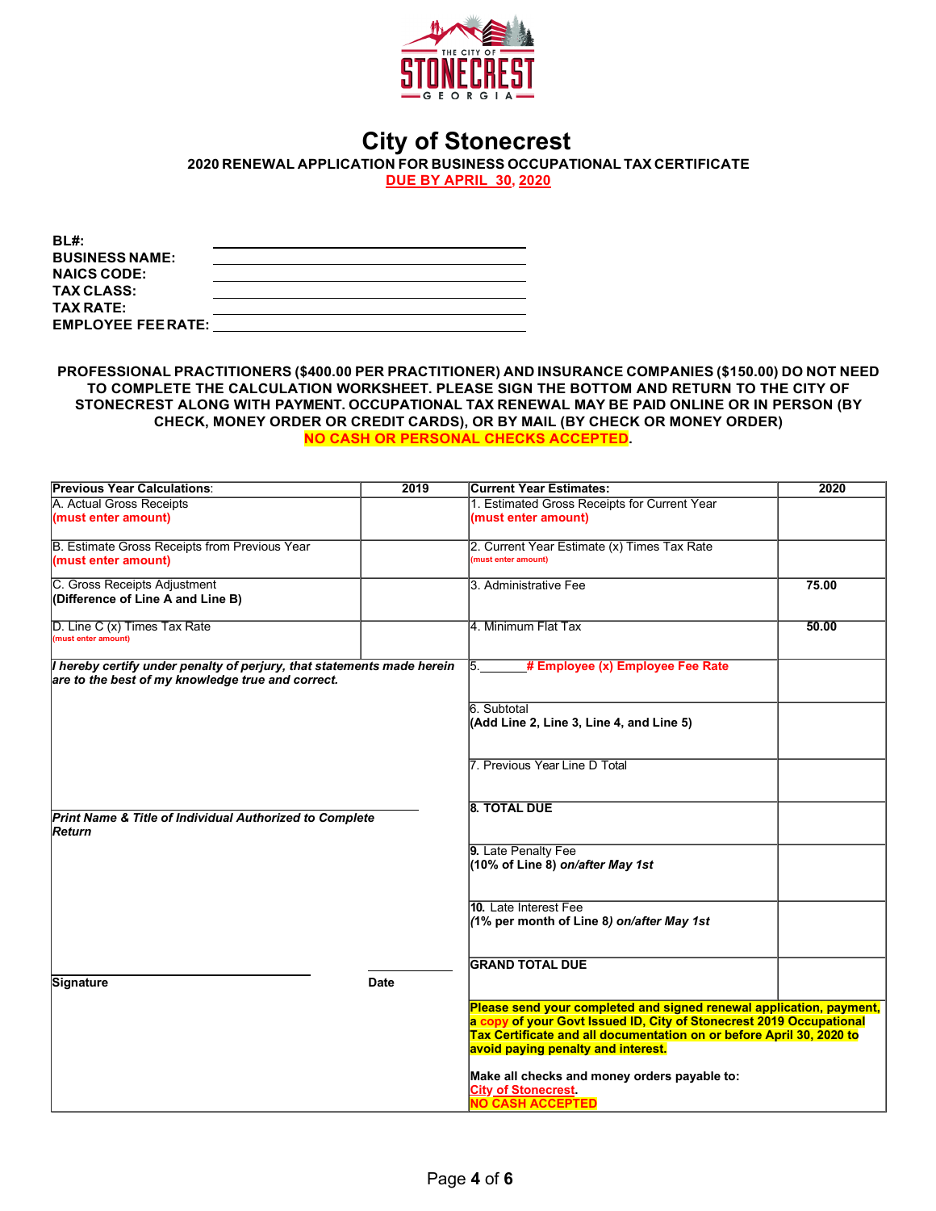# City of Stonecrest

**2020 RENEWAL APPLICATION FOR BUSINESS OCCUPATIONAL TAX CERTIFICATE**

**DUE BY APRIL 30, 2020**

**BL#:** ______________________

**BUSINESS NAME:** ______________________

**NAICS CODE:** ______________________

**TAX CLASS:** ______________________

**TAX RATE:** ______________________

**EMPLOYEE FEE RATE:** ______________________

**PROFESSIONAL PRACTITIONERS ($400.00 PER PRACTITIONER) AND INSURANCE COMPANIES ($150.00) DO NOT NEED TO COMPLETE THE CALCULATION WORKSHEET. PLEASE SIGN THE BOTTOM AND RETURN TO THE CITY OF STONECREST ALONG WITH PAYMENT. OCCUPATIONAL TAX RENEWAL MAY BE PAID ONLINE OR IN PERSON (BY CHECK, MONEY ORDER OR CREDIT CARDS), OR BY MAIL (BY CHECK OR MONEY ORDER) NO CASH OR PERSONAL CHECKS ACCEPTED.**

| **Previous Year Calculations**: | **2019** | **Current Year Estimates:** | **2020** |
|---|---|---|---|
| A. Actual Gross Receipts **(must enter amount)** | | 1. Estimated Gross Receipts for Current Year **(must enter amount)** | |
| B. Estimate Gross Receipts from Previous Year **(must enter amount)** | | 2. Current Year Estimate (x) Times Tax Rate **(must enter amount)** | |
| C. Gross Receipts Adjustment **(Difference of Line A and Line B)** | | 3. Administrative Fee | **75.00** |
| D. Line C (x) Times Tax Rate **(must enter amount)** | | 4. Minimum Flat Tax | **50.00** |
| ***I hereby certify under penalty of perjury, that statements made herein are to the best of my knowledge true and correct.*** | | 5.______ **# Employee (x) Employee Fee Rate** | |
| | | 6. Subtotal **(Add Line 2, Line 3, Line 4, and Line 5)** | |
| | | 7. Previous Year Line D Total | |
| ______________________ ***Print Name & Title of Individual Authorized to Complete Return*** | | **8. TOTAL DUE** | |
| | | **9.** Late Penalty Fee **(10% of Line 8)** ***on/after May 1st*** | |
| | | **10.** Late Interest Fee ***(*****1% per month of Line 8*****)*** ***on/after May 1st*** | |
| ______________________ **Signature** | ________ **Date** | **GRAND TOTAL DUE** | |
| | | **Please send your completed and signed renewal application, payment, a copy of your Govt Issued ID, City of Stonecrest 2019 Occupational Tax Certificate and all documentation on or before April 30, 2020 to avoid paying penalty and interest.** **Make all checks and money orders payable to: City of Stonecrest. NO CASH ACCEPTED** | |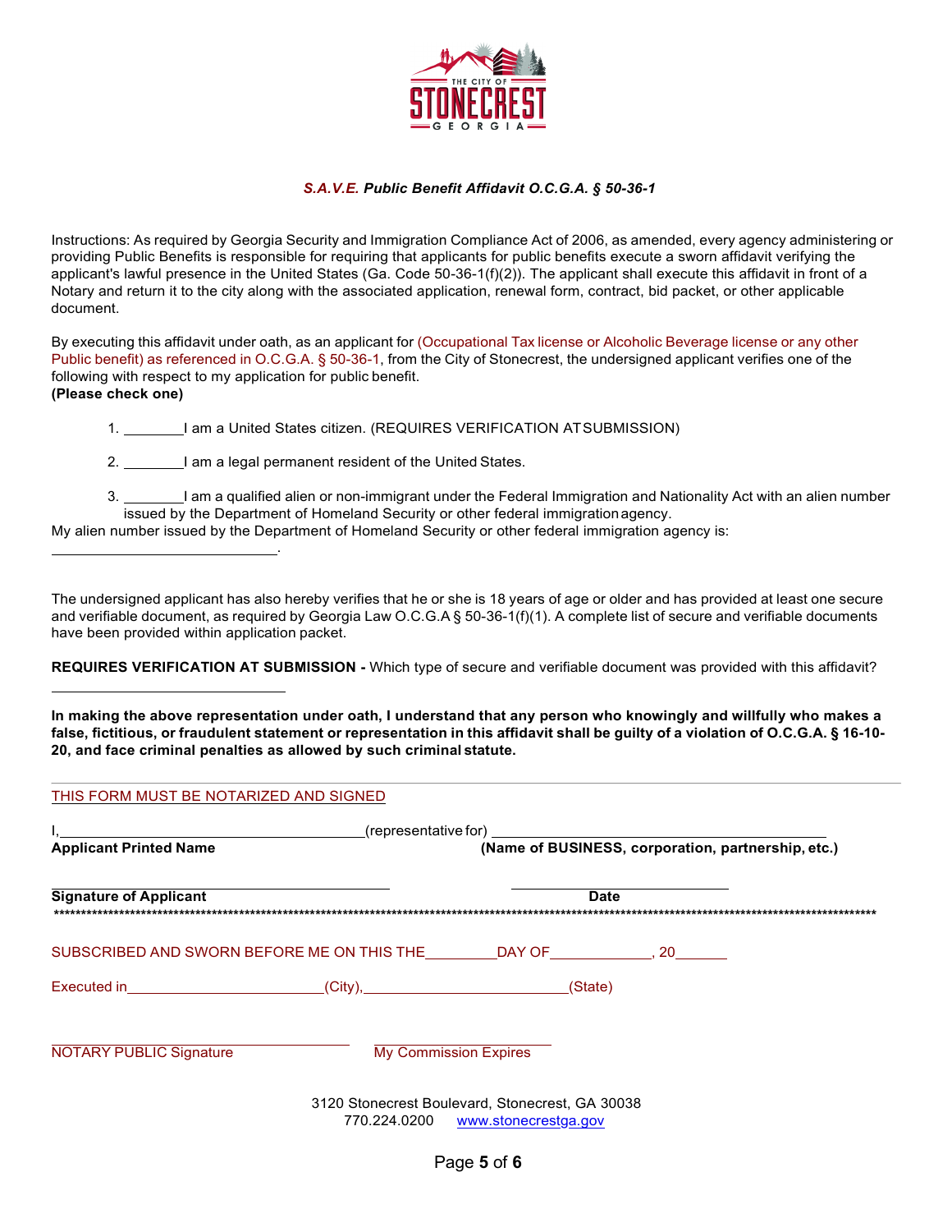***S.A.V.E.* Public Benefit Affidavit O.C.G.A. § 50-36-1**

Instructions: As required by Georgia Security and Immigration Compliance Act of 2006, as amended, every agency administering or providing Public Benefits is responsible for requiring that applicants for public benefits execute a sworn affidavit verifying the applicant's lawful presence in the United States (Ga. Code 50-36-1(f)(2)). The applicant shall execute this affidavit in front of a Notary and return it to the city along with the associated application, renewal form, contract, bid packet, or other applicable document.

By executing this affidavit under oath, as an applicant for (Occupational Tax license or Alcoholic Beverage license or any other Public benefit) as referenced in O.C.G.A. § 50-36-1, from the City of Stonecrest, the undersigned applicant verifies one of the following with respect to my application for public benefit.
**(Please check one)**

1. ________I am a United States citizen. (REQUIRES VERIFICATION AT SUBMISSION)
2. ________I am a legal permanent resident of the United States.
3. ________I am a qualified alien or non-immigrant under the Federal Immigration and Nationality Act with an alien number issued by the Department of Homeland Security or other federal immigration agency.

My alien number issued by the Department of Homeland Security or other federal immigration agency is:
____________________________.

The undersigned applicant has also hereby verifies that he or she is 18 years of age or older and has provided at least one secure and verifiable document, as required by Georgia Law O.C.G.A § 50-36-1(f)(1). A complete list of secure and verifiable documents have been provided within application packet.

**REQUIRES VERIFICATION AT SUBMISSION -** Which type of secure and verifiable document was provided with this affidavit?
____________________________

**In making the above representation under oath, I understand that any person who knowingly and willfully who makes a false, fictitious, or fraudulent statement or representation in this affidavit shall be guilty of a violation of O.C.G.A. § 16-10-20, and face criminal penalties as allowed by such criminal statute.**

---

THIS FORM MUST BE NOTARIZED AND SIGNED

I,______________________________________(representative for) ________________________________________
**Applicant Printed Name** **(Name of BUSINESS, corporation, partnership, etc.)**

______________________________________ ____________________________
**Signature of Applicant** **Date**

***************************************************************************************************************************************

SUBSCRIBED AND SWORN BEFORE ME ON THIS THE_________DAY OF_____________, 20______

Executed in________________________(City),_________________________(State)

______________________________________ ____________________
NOTARY PUBLIC Signature My Commission Expires

3120 Stonecrest Boulevard, Stonecrest, GA 30038
770.224.0200 www.stonecrestga.gov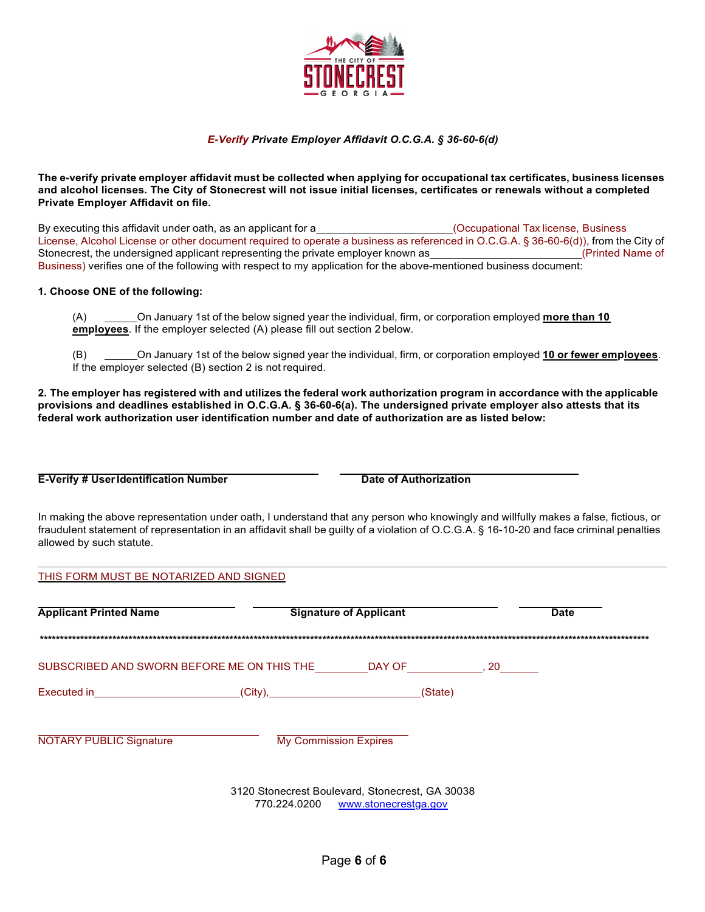*E-Verify Private Employer Affidavit O.C.G.A. § 36-60-6(d)*

**The e-verify private employer affidavit must be collected when applying for occupational tax certificates, business licenses and alcohol licenses. The City of Stonecrest will not issue initial licenses, certificates or renewals without a completed Private Employer Affidavit on file.**

By executing this affidavit under oath, as an applicant for a______________________(Occupational Tax license, Business License, Alcohol License or other document required to operate a business as referenced in O.C.G.A. § 36-60-6(d)), from the City of Stonecrest, the undersigned applicant representing the private employer known as_________________________(Printed Name of Business) verifies one of the following with respect to my application for the above-mentioned business document:

**1. Choose ONE of the following:**

(A) ______On January 1st of the below signed year the individual, firm, or corporation employed **more than 10 employees**. If the employer selected (A) please fill out section 2 below.

(B) ______On January 1st of the below signed year the individual, firm, or corporation employed **10 or fewer employees**. If the employer selected (B) section 2 is not required.

**2. The employer has registered with and utilizes the federal work authorization program in accordance with the applicable provisions and deadlines established in O.C.G.A. § 36-60-6(a). The undersigned private employer also attests that its federal work authorization user identification number and date of authorization are as listed below:**

| | |
|---|---|
| ______________________________ | ______________________________ |
| **E-Verify # User Identification Number** | **Date of Authorization** |

In making the above representation under oath, I understand that any person who knowingly and willfully makes a false, fictious, or fraudulent statement of representation in an affidavit shall be guilty of a violation of O.C.G.A. § 16-10-20 and face criminal penalties allowed by such statute.

---

THIS FORM MUST BE NOTARIZED AND SIGNED

| | | |
|---|---|---|
| ______________________ | ______________________ | __________ |
| **Applicant Printed Name** | **Signature of Applicant** | **Date** |

*************************************************************************************************************************************

SUBSCRIBED AND SWORN BEFORE ME ON THIS THE_________DAY OF_____________, 20_______

Executed in________________________(City),_________________________(State)

| | |
|---|---|
| ______________________ | ______________________ |
| NOTARY PUBLIC Signature | My Commission Expires |

3120 Stonecrest Boulevard, Stonecrest, GA 30038
770.224.0200 www.stonecrestga.gov